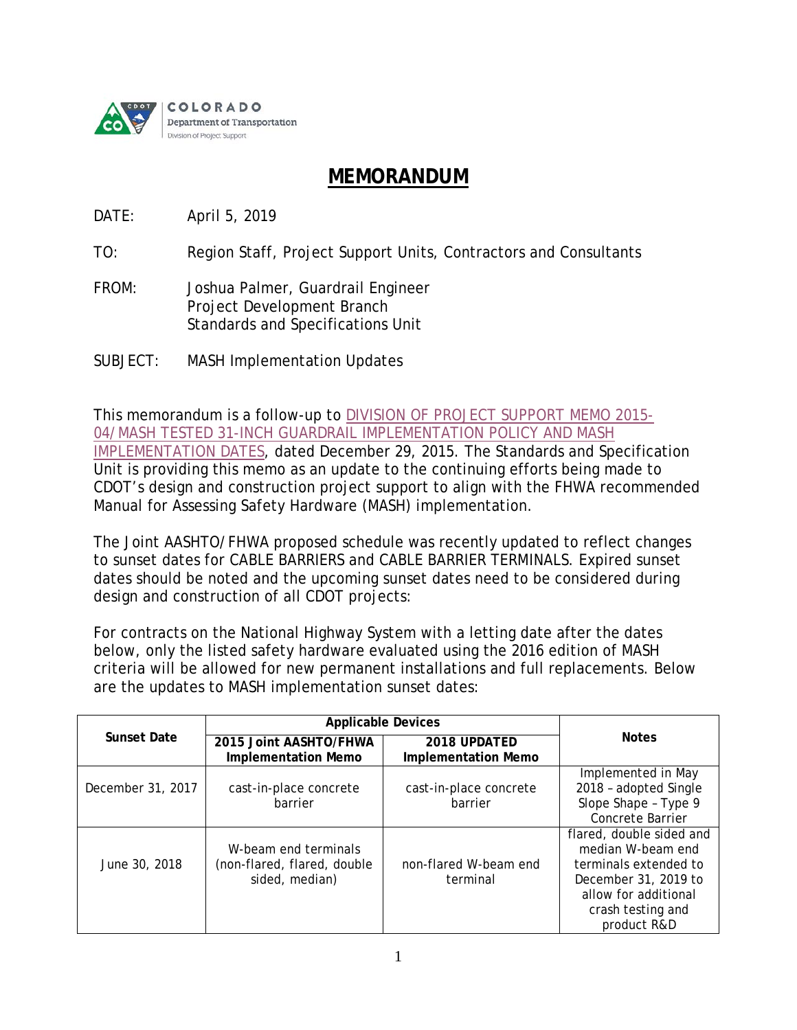COLORADO
Department of Transportation
Division of Project Support

# MEMORANDUM

DATE: April 5, 2019

TO: Region Staff, Project Support Units, Contractors and Consultants

FROM: Joshua Palmer, Guardrail Engineer
Project Development Branch
Standards and Specifications Unit

SUBJECT: MASH Implementation Updates

This memorandum is a follow-up to DIVISION OF PROJECT SUPPORT MEMO 2015-04/MASH TESTED 31-INCH GUARDRAIL IMPLEMENTATION POLICY AND MASH IMPLEMENTATION DATES, dated December 29, 2015. The Standards and Specification Unit is providing this memo as an update to the continuing efforts being made to CDOT's design and construction project support to align with the FHWA recommended Manual for Assessing Safety Hardware (MASH) implementation.

The Joint AASHTO/FHWA proposed schedule was recently updated to reflect changes to sunset dates for CABLE BARRIERS and CABLE BARRIER TERMINALS. Expired sunset dates should be noted and the upcoming sunset dates need to be considered during design and construction of all CDOT projects:

For contracts on the National Highway System with a letting date after the dates below, only the listed safety hardware evaluated using the 2016 edition of MASH criteria will be allowed for new permanent installations and full replacements. Below are the updates to MASH implementation sunset dates:

| Sunset Date | Applicable Devices | | Notes |
|---|---|---|---|
| | 2015 Joint AASHTO/FHWA Implementation Memo | 2018 UPDATED Implementation Memo | |
| December 31, 2017 | cast-in-place concrete barrier | cast-in-place concrete barrier | Implemented in May 2018 – adopted Single Slope Shape – Type 9 Concrete Barrier |
| June 30, 2018 | W-beam end terminals (non-flared, flared, double sided, median) | non-flared W-beam end terminal | flared, double sided and median W-beam end terminals extended to December 31, 2019 to allow for additional crash testing and product R&D |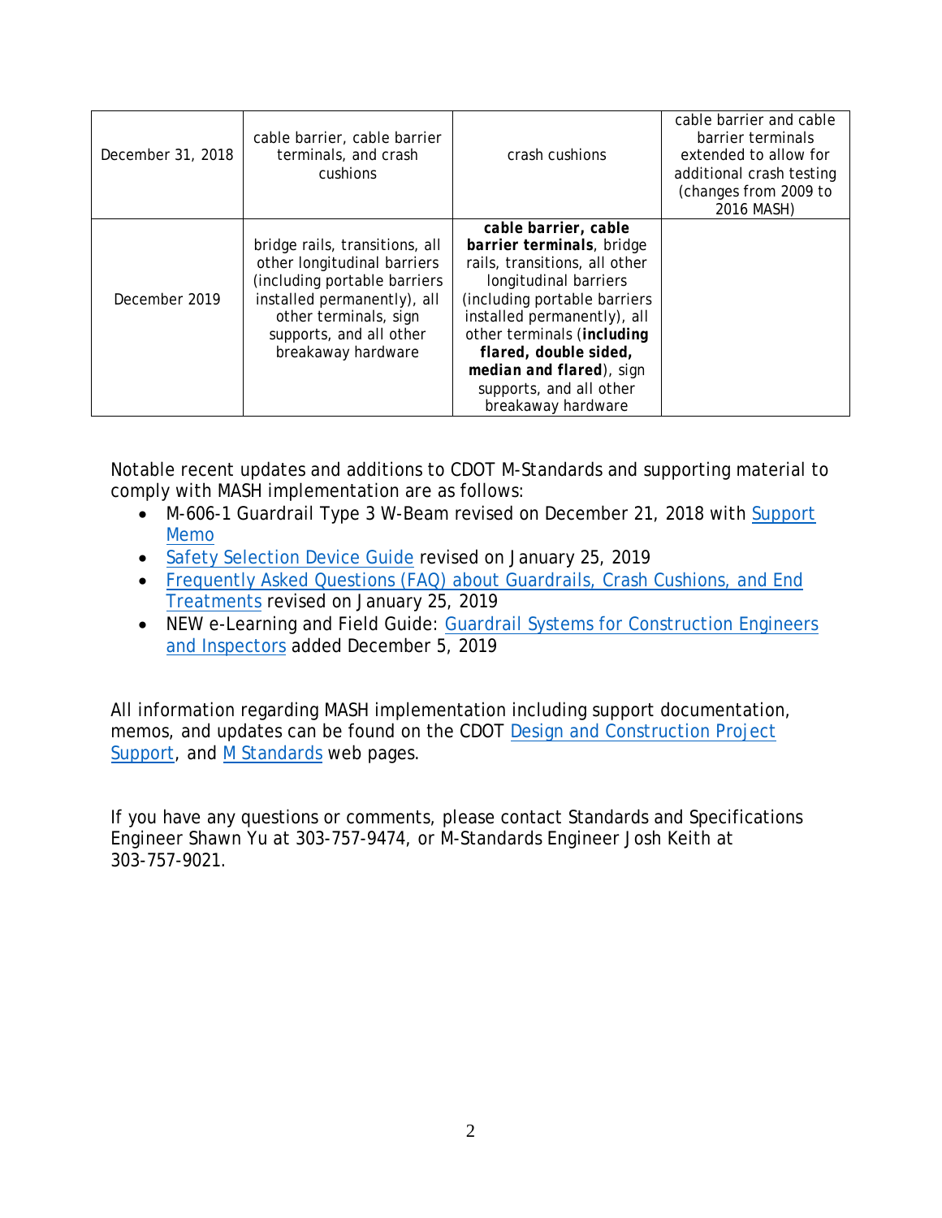| | | | |
|---|---|---|---|
| December 31, 2018 | cable barrier, cable barrier terminals, and crash cushions | crash cushions | cable barrier and cable barrier terminals extended to allow for additional crash testing (changes from 2009 to 2016 MASH) |
| December 2019 | bridge rails, transitions, all other longitudinal barriers (including portable barriers installed permanently), all other terminals, sign supports, and all other breakaway hardware | **cable barrier, cable barrier terminals**, bridge rails, transitions, all other longitudinal barriers (including portable barriers installed permanently), all other terminals (**including flared, double sided, median and flared**), sign supports, and all other breakaway hardware | |

Notable recent updates and additions to CDOT M-Standards and supporting material to comply with MASH implementation are as follows:

- M-606-1 Guardrail Type 3 W-Beam revised on December 21, 2018 with Support Memo
- Safety Selection Device Guide revised on January 25, 2019
- Frequently Asked Questions (FAQ) about Guardrails, Crash Cushions, and End Treatments revised on January 25, 2019
- NEW e-Learning and Field Guide: Guardrail Systems for Construction Engineers and Inspectors added December 5, 2019

All information regarding MASH implementation including support documentation, memos, and updates can be found on the CDOT Design and Construction Project Support, and M Standards web pages.

If you have any questions or comments, please contact Standards and Specifications Engineer Shawn Yu at 303-757-9474, or M-Standards Engineer Josh Keith at 303-757-9021.